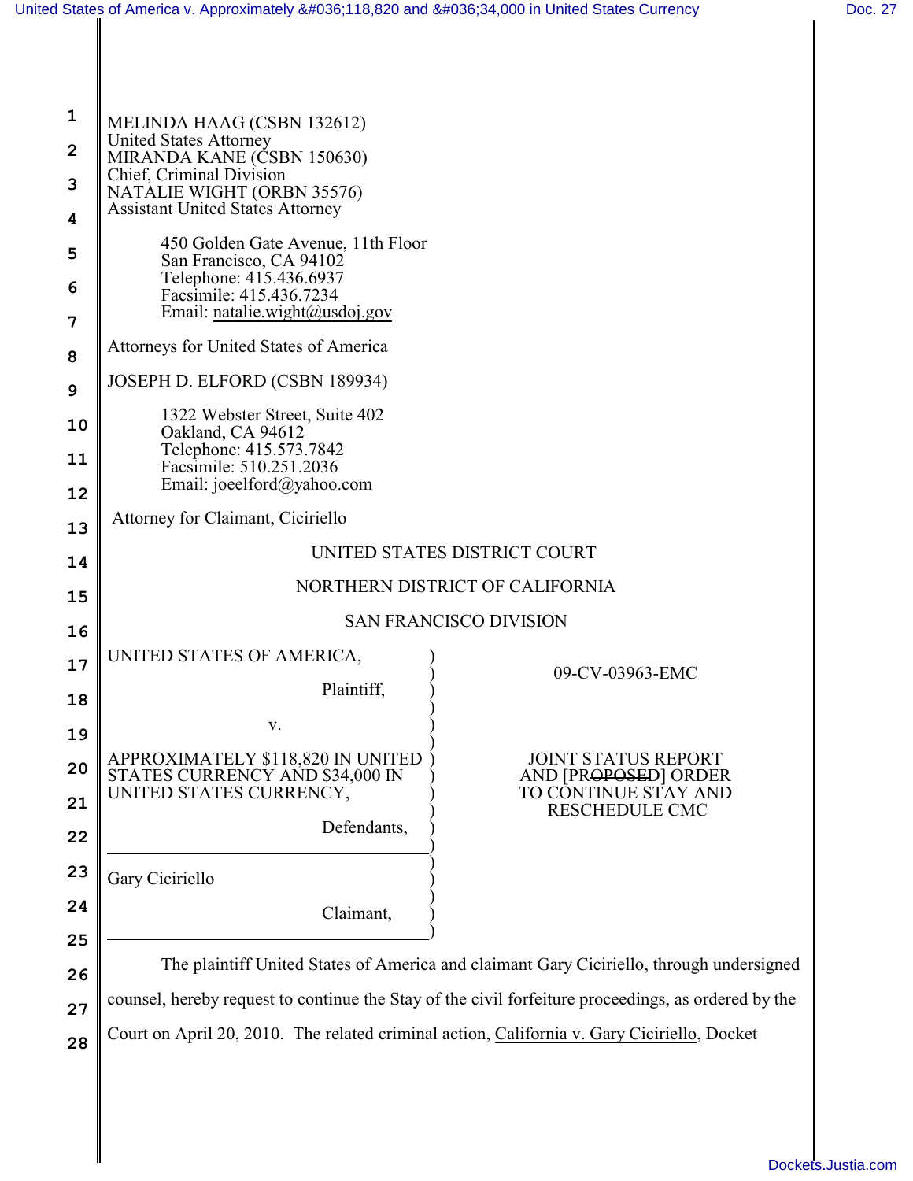MELINDA HAAG (CSBN 132612)
United States Attorney
MIRANDA KANE (CSBN 150630)
Chief, Criminal Division
NATALIE WIGHT (ORBN 35576)
Assistant United States Attorney

450 Golden Gate Avenue, 11th Floor
San Francisco, CA 94102
Telephone: 415.436.6937
Facsimile: 415.436.7234
Email: natalie.wight@usdoj.gov

Attorneys for United States of America

JOSEPH D. ELFORD (CSBN 189934)

1322 Webster Street, Suite 402
Oakland, CA 94612
Telephone: 415.573.7842
Facsimile: 510.251.2036
Email: joeelford@yahoo.com

Attorney for Claimant, Ciciriello

UNITED STATES DISTRICT COURT

NORTHERN DISTRICT OF CALIFORNIA

SAN FRANCISCO DIVISION

| | |
|---|---|
| UNITED STATES OF AMERICA,<br><br>Plaintiff,<br><br>v.<br><br>APPROXIMATELY \$118,820 IN UNITED STATES CURRENCY AND \$34,000 IN UNITED STATES CURRENCY,<br><br>Defendants,<br><br>Gary Ciciriello<br><br>Claimant, | 09-CV-03963-EMC<br><br>JOINT STATUS REPORT AND [PR~~OPOSE~~D] ORDER TO CONTINUE STAY AND RESCHEDULE CMC |

The plaintiff United States of America and claimant Gary Ciciriello, through undersigned counsel, hereby request to continue the Stay of the civil forfeiture proceedings, as ordered by the Court on April 20, 2010. The related criminal action, California v. Gary Ciciriello, Docket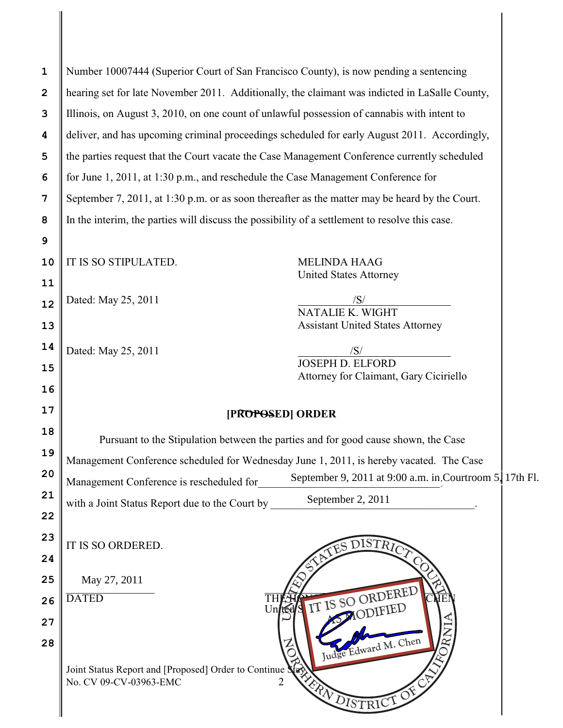Number 10007444 (Superior Court of San Francisco County), is now pending a sentencing hearing set for late November 2011. Additionally, the claimant was indicted in LaSalle County, Illinois, on August 3, 2010, on one count of unlawful possession of cannabis with intent to deliver, and has upcoming criminal proceedings scheduled for early August 2011. Accordingly, the parties request that the Court vacate the Case Management Conference currently scheduled for June 1, 2011, at 1:30 p.m., and reschedule the Case Management Conference for September 7, 2011, at 1:30 p.m. or as soon thereafter as the matter may be heard by the Court. In the interim, the parties will discuss the possibility of a settlement to resolve this case.

IT IS SO STIPULATED.

MELINDA HAAG
United States Attorney

Dated: May 25, 2011

/S/
NATALIE K. WIGHT
Assistant United States Attorney

Dated: May 25, 2011

/S/
JOSEPH D. ELFORD
Attorney for Claimant, Gary Ciciriello

**[~~PROPOSED~~] ORDER**

Pursuant to the Stipulation between the parties and for good cause shown, the Case Management Conference scheduled for Wednesday June 1, 2011, is hereby vacated. The Case Management Conference is rescheduled for September 9, 2011 at 9:00 a.m. in Courtroom 5, 17th Fl. with a Joint Status Report due to the Court by September 2, 2011.

IT IS SO ORDERED.

May 27, 2011
DATED

THE HONORABLE EDWARD M. CHEN
United States District Judge

UNITED STATES DISTRICT COURT NORTHERN DISTRICT OF CALIFORNIA
IT IS SO ORDERED AS MODIFIED
Judge Edward M. Chen

Joint Status Report and [Proposed] Order to Continue Stay
No. CV 09-CV-03963-EMC